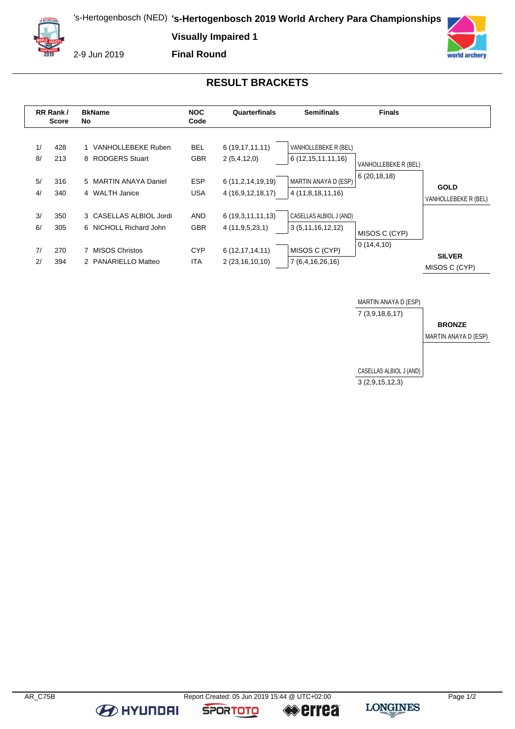's-Hertogenbosch (NED) **'s-Hertogenbosch 2019 World Archery Para Championships**

**Visually Impaired 1**

2-9 Jun 2019

**Final Round**

## RESULT BRACKETS

| RR Rank / | Score | BkName No | NOC Code | Quarterfinals | Semifinals | Finals | |
|---|---|---|---|---|---|---|---|
| 1/ | 428 | 1 VANHOLLEBEKE Ruben | BEL | 6 (19,17,11,11) | VANHOLLEBEKE R (BEL) | | |
| 8/ | 213 | 8 RODGERS Stuart | GBR | 2 (5,4,12,0) | 6 (12,15,11,11,16) | VANHOLLEBEKE R (BEL) | |
| | | | | | | 6 (20,18,18) | |
| 5/ | 316 | 5 MARTIN ANAYA Daniel | ESP | 6 (11,2,14,19,19) | MARTIN ANAYA D (ESP) | | **GOLD** |
| 4/ | 340 | 4 WALTH Janice | USA | 4 (16,9,12,18,17) | 4 (11,8,18,11,16) | | VANHOLLEBEKE R (BEL) |
| 3/ | 350 | 3 CASELLAS ALBIOL Jordi | AND | 6 (19,3,11,11,13) | CASELLAS ALBIOL J (AND) | | |
| 6/ | 305 | 6 NICHOLL Richard John | GBR | 4 (11,9,5,23,1) | 3 (5,11,16,12,12) | MISOS C (CYP) | |
| | | | | | | 0 (14,4,10) | |
| 7/ | 270 | 7 MISOS Christos | CYP | 6 (12,17,14,11) | MISOS C (CYP) | | **SILVER** |
| 2/ | 394 | 2 PANARIELLO Matteo | ITA | 2 (23,16,10,10) | 7 (6,4,16,26,16) | | MISOS C (CYP) |

**Bronze Medal Match**

| Finals | |
|---|---|
| MARTIN ANAYA D (ESP) | |
| 7 (3,9,18,6,17) | **BRONZE** |
| | MARTIN ANAYA D (ESP) |
| CASELLAS ALBIOL J (AND) | |
| 3 (2,9,15,12,3) | |

AR_C75B Report Created: 05 Jun 2019 15:44 @ UTC+02:00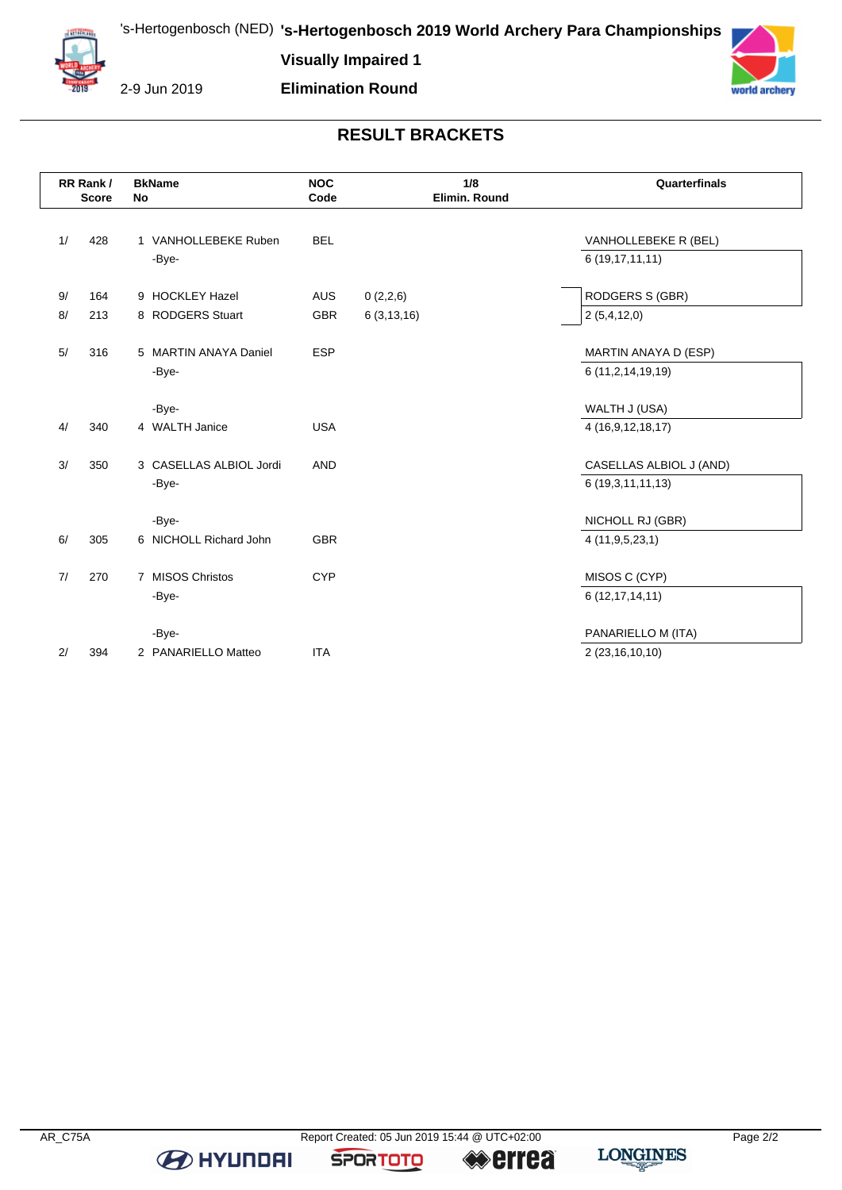's-Hertogenbosch (NED) **'s-Hertogenbosch 2019 World Archery Para Championships**

**Visually Impaired 1**

2-9 Jun 2019 **Elimination Round**

## RESULT BRACKETS

| RR Rank / | Score | BkName No | | NOC Code | 1/8 Elimin. Round | Quarterfinals |
|---|---|---|---|---|---|---|
| 1/ | 428 | 1 | VANHOLLEBEKE Ruben | BEL | | VANHOLLEBEKE R (BEL) |
| | | | -Bye- | | | 6 (19,17,11,11) |
| 9/ | 164 | 9 | HOCKLEY Hazel | AUS | 0 (2,2,6) | RODGERS S (GBR) |
| 8/ | 213 | 8 | RODGERS Stuart | GBR | 6 (3,13,16) | 2 (5,4,12,0) |
| 5/ | 316 | 5 | MARTIN ANAYA Daniel | ESP | | MARTIN ANAYA D (ESP) |
| | | | -Bye- | | | 6 (11,2,14,19,19) |
| | | | -Bye- | | | WALTH J (USA) |
| 4/ | 340 | 4 | WALTH Janice | USA | | 4 (16,9,12,18,17) |
| 3/ | 350 | 3 | CASELLAS ALBIOL Jordi | AND | | CASELLAS ALBIOL J (AND) |
| | | | -Bye- | | | 6 (19,3,11,11,13) |
| | | | -Bye- | | | NICHOLL RJ (GBR) |
| 6/ | 305 | 6 | NICHOLL Richard John | GBR | | 4 (11,9,5,23,1) |
| 7/ | 270 | 7 | MISOS Christos | CYP | | MISOS C (CYP) |
| | | | -Bye- | | | 6 (12,17,14,11) |
| | | | -Bye- | | | PANARIELLO M (ITA) |
| 2/ | 394 | 2 | PANARIELLO Matteo | ITA | | 2 (23,16,10,10) |

AR_C75A Report Created: 05 Jun 2019 15:44 @ UTC+02:00